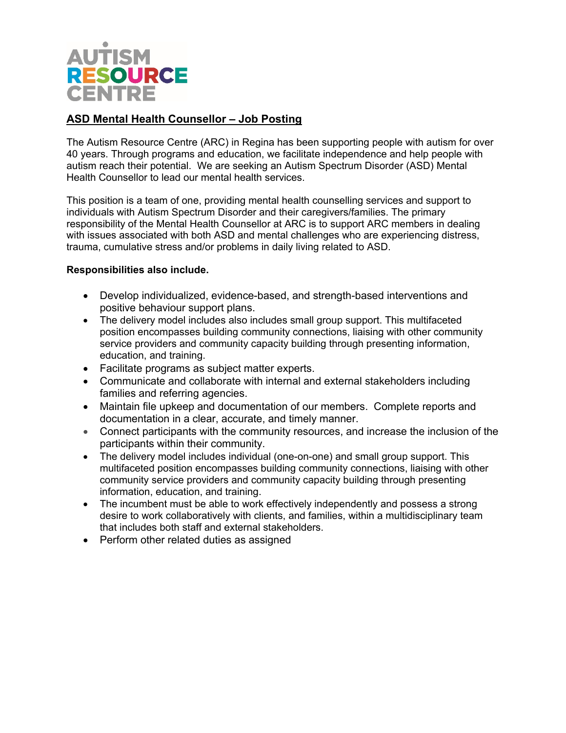AUTISM RESOURCE CENTRE

## ASD Mental Health Counsellor – Job Posting

The Autism Resource Centre (ARC) in Regina has been supporting people with autism for over 40 years. Through programs and education, we facilitate independence and help people with autism reach their potential. We are seeking an Autism Spectrum Disorder (ASD) Mental Health Counsellor to lead our mental health services.

This position is a team of one, providing mental health counselling services and support to individuals with Autism Spectrum Disorder and their caregivers/families. The primary responsibility of the Mental Health Counsellor at ARC is to support ARC members in dealing with issues associated with both ASD and mental challenges who are experiencing distress, trauma, cumulative stress and/or problems in daily living related to ASD.

**Responsibilities also include.**

- Develop individualized, evidence-based, and strength-based interventions and positive behaviour support plans.
- The delivery model includes also includes small group support. This multifaceted position encompasses building community connections, liaising with other community service providers and community capacity building through presenting information, education, and training.
- Facilitate programs as subject matter experts.
- Communicate and collaborate with internal and external stakeholders including families and referring agencies.
- Maintain file upkeep and documentation of our members. Complete reports and documentation in a clear, accurate, and timely manner.
- Connect participants with the community resources, and increase the inclusion of the participants within their community.
- The delivery model includes individual (one-on-one) and small group support. This multifaceted position encompasses building community connections, liaising with other community service providers and community capacity building through presenting information, education, and training.
- The incumbent must be able to work effectively independently and possess a strong desire to work collaboratively with clients, and families, within a multidisciplinary team that includes both staff and external stakeholders.
- Perform other related duties as assigned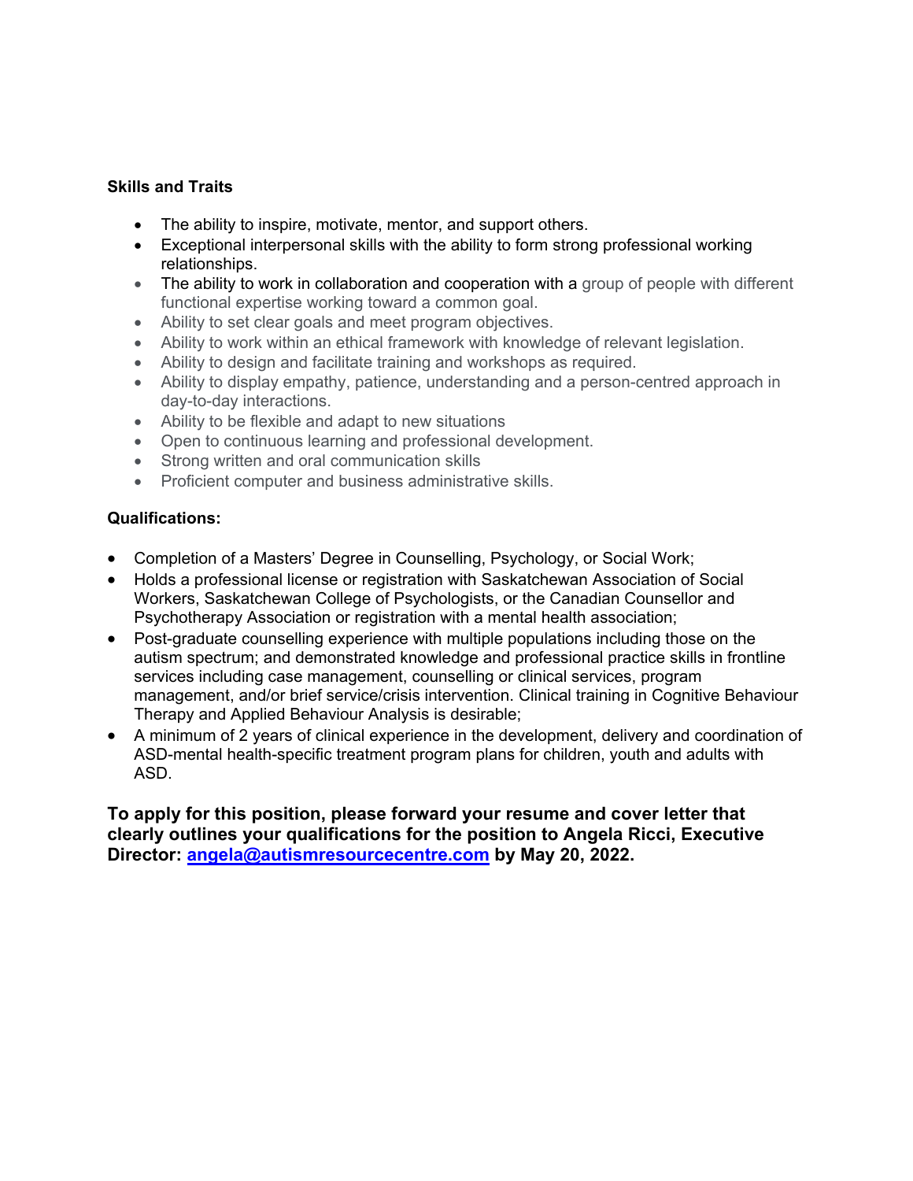**Skills and Traits**

- The ability to inspire, motivate, mentor, and support others.
- Exceptional interpersonal skills with the ability to form strong professional working relationships.
- The ability to work in collaboration and cooperation with a group of people with different functional expertise working toward a common goal.
- Ability to set clear goals and meet program objectives.
- Ability to work within an ethical framework with knowledge of relevant legislation.
- Ability to design and facilitate training and workshops as required.
- Ability to display empathy, patience, understanding and a person-centred approach in day-to-day interactions.
- Ability to be flexible and adapt to new situations
- Open to continuous learning and professional development.
- Strong written and oral communication skills
- Proficient computer and business administrative skills.

**Qualifications:**

- Completion of a Masters' Degree in Counselling, Psychology, or Social Work;
- Holds a professional license or registration with Saskatchewan Association of Social Workers, Saskatchewan College of Psychologists, or the Canadian Counsellor and Psychotherapy Association or registration with a mental health association;
- Post-graduate counselling experience with multiple populations including those on the autism spectrum; and demonstrated knowledge and professional practice skills in frontline services including case management, counselling or clinical services, program management, and/or brief service/crisis intervention. Clinical training in Cognitive Behaviour Therapy and Applied Behaviour Analysis is desirable;
- A minimum of 2 years of clinical experience in the development, delivery and coordination of ASD-mental health-specific treatment program plans for children, youth and adults with ASD.

**To apply for this position, please forward your resume and cover letter that clearly outlines your qualifications for the position to Angela Ricci, Executive Director: [angela@autismresourcecentre.com](mailto:angela@autismresourcecentre.com) by May 20, 2022.**